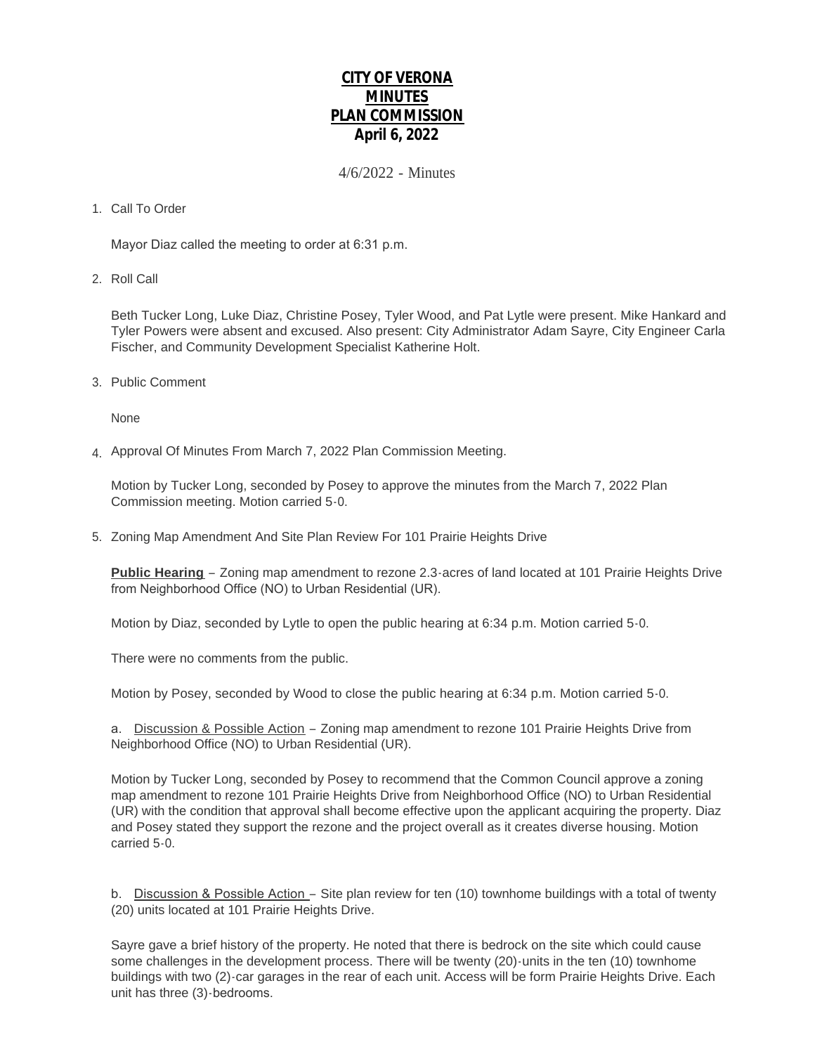# **CITY OF VERONA**
# **MINUTES**
# **PLAN COMMISSION**
## **April 6, 2022**

4/6/2022 - Minutes

1. Call To Order

   Mayor Diaz called the meeting to order at 6:31 p.m.

2. Roll Call

   Beth Tucker Long, Luke Diaz, Christine Posey, Tyler Wood, and Pat Lytle were present. Mike Hankard and Tyler Powers were absent and excused. Also present: City Administrator Adam Sayre, City Engineer Carla Fischer, and Community Development Specialist Katherine Holt.

3. Public Comment

   None

4. Approval Of Minutes From March 7, 2022 Plan Commission Meeting.

   Motion by Tucker Long, seconded by Posey to approve the minutes from the March 7, 2022 Plan Commission meeting. Motion carried 5-0.

5. Zoning Map Amendment And Site Plan Review For 101 Prairie Heights Drive

   **Public Hearing** – Zoning map amendment to rezone 2.3-acres of land located at 101 Prairie Heights Drive from Neighborhood Office (NO) to Urban Residential (UR).

   Motion by Diaz, seconded by Lytle to open the public hearing at 6:34 p.m. Motion carried 5-0.

   There were no comments from the public.

   Motion by Posey, seconded by Wood to close the public hearing at 6:34 p.m. Motion carried 5-0.

   a. Discussion & Possible Action – Zoning map amendment to rezone 101 Prairie Heights Drive from Neighborhood Office (NO) to Urban Residential (UR).

   Motion by Tucker Long, seconded by Posey to recommend that the Common Council approve a zoning map amendment to rezone 101 Prairie Heights Drive from Neighborhood Office (NO) to Urban Residential (UR) with the condition that approval shall become effective upon the applicant acquiring the property. Diaz and Posey stated they support the rezone and the project overall as it creates diverse housing. Motion carried 5-0.

   b. Discussion & Possible Action – Site plan review for ten (10) townhome buildings with a total of twenty (20) units located at 101 Prairie Heights Drive.

   Sayre gave a brief history of the property. He noted that there is bedrock on the site which could cause some challenges in the development process. There will be twenty (20)-units in the ten (10) townhome buildings with two (2)-car garages in the rear of each unit. Access will be form Prairie Heights Drive. Each unit has three (3)-bedrooms.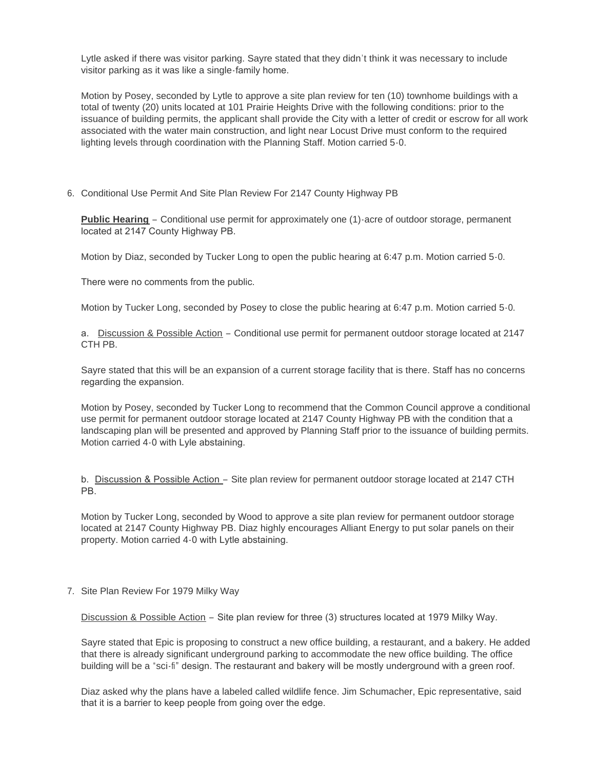Lytle asked if there was visitor parking. Sayre stated that they didn't think it was necessary to include visitor parking as it was like a single-family home.

Motion by Posey, seconded by Lytle to approve a site plan review for ten (10) townhome buildings with a total of twenty (20) units located at 101 Prairie Heights Drive with the following conditions: prior to the issuance of building permits, the applicant shall provide the City with a letter of credit or escrow for all work associated with the water main construction, and light near Locust Drive must conform to the required lighting levels through coordination with the Planning Staff. Motion carried 5-0.

6. Conditional Use Permit And Site Plan Review For 2147 County Highway PB

**Public Hearing** – Conditional use permit for approximately one (1)-acre of outdoor storage, permanent located at 2147 County Highway PB.

Motion by Diaz, seconded by Tucker Long to open the public hearing at 6:47 p.m. Motion carried 5-0.

There were no comments from the public.

Motion by Tucker Long, seconded by Posey to close the public hearing at 6:47 p.m. Motion carried 5-0.

a. Discussion & Possible Action – Conditional use permit for permanent outdoor storage located at 2147 CTH PB.

Sayre stated that this will be an expansion of a current storage facility that is there. Staff has no concerns regarding the expansion.

Motion by Posey, seconded by Tucker Long to recommend that the Common Council approve a conditional use permit for permanent outdoor storage located at 2147 County Highway PB with the condition that a landscaping plan will be presented and approved by Planning Staff prior to the issuance of building permits. Motion carried 4-0 with Lyle abstaining.

b. Discussion & Possible Action – Site plan review for permanent outdoor storage located at 2147 CTH PB.

Motion by Tucker Long, seconded by Wood to approve a site plan review for permanent outdoor storage located at 2147 County Highway PB. Diaz highly encourages Alliant Energy to put solar panels on their property. Motion carried 4-0 with Lytle abstaining.

7. Site Plan Review For 1979 Milky Way

Discussion & Possible Action – Site plan review for three (3) structures located at 1979 Milky Way.

Sayre stated that Epic is proposing to construct a new office building, a restaurant, and a bakery. He added that there is already significant underground parking to accommodate the new office building. The office building will be a "sci-fi" design. The restaurant and bakery will be mostly underground with a green roof.

Diaz asked why the plans have a labeled called wildlife fence. Jim Schumacher, Epic representative, said that it is a barrier to keep people from going over the edge.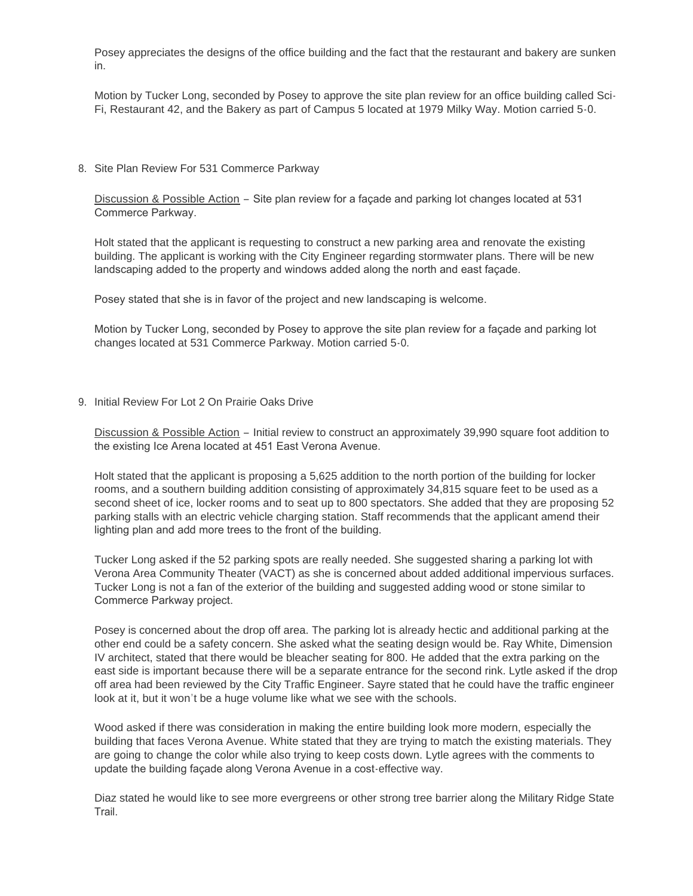Posey appreciates the designs of the office building and the fact that the restaurant and bakery are sunken in.

Motion by Tucker Long, seconded by Posey to approve the site plan review for an office building called Sci-Fi, Restaurant 42, and the Bakery as part of Campus 5 located at 1979 Milky Way. Motion carried 5-0.

8. Site Plan Review For 531 Commerce Parkway

Discussion & Possible Action – Site plan review for a façade and parking lot changes located at 531 Commerce Parkway.

Holt stated that the applicant is requesting to construct a new parking area and renovate the existing building. The applicant is working with the City Engineer regarding stormwater plans. There will be new landscaping added to the property and windows added along the north and east façade.

Posey stated that she is in favor of the project and new landscaping is welcome.

Motion by Tucker Long, seconded by Posey to approve the site plan review for a façade and parking lot changes located at 531 Commerce Parkway. Motion carried 5-0.

9. Initial Review For Lot 2 On Prairie Oaks Drive

Discussion & Possible Action – Initial review to construct an approximately 39,990 square foot addition to the existing Ice Arena located at 451 East Verona Avenue.

Holt stated that the applicant is proposing a 5,625 addition to the north portion of the building for locker rooms, and a southern building addition consisting of approximately 34,815 square feet to be used as a second sheet of ice, locker rooms and to seat up to 800 spectators. She added that they are proposing 52 parking stalls with an electric vehicle charging station. Staff recommends that the applicant amend their lighting plan and add more trees to the front of the building.

Tucker Long asked if the 52 parking spots are really needed. She suggested sharing a parking lot with Verona Area Community Theater (VACT) as she is concerned about added additional impervious surfaces. Tucker Long is not a fan of the exterior of the building and suggested adding wood or stone similar to Commerce Parkway project.

Posey is concerned about the drop off area. The parking lot is already hectic and additional parking at the other end could be a safety concern. She asked what the seating design would be. Ray White, Dimension IV architect, stated that there would be bleacher seating for 800. He added that the extra parking on the east side is important because there will be a separate entrance for the second rink. Lytle asked if the drop off area had been reviewed by the City Traffic Engineer. Sayre stated that he could have the traffic engineer look at it, but it won't be a huge volume like what we see with the schools.

Wood asked if there was consideration in making the entire building look more modern, especially the building that faces Verona Avenue. White stated that they are trying to match the existing materials. They are going to change the color while also trying to keep costs down. Lytle agrees with the comments to update the building façade along Verona Avenue in a cost-effective way.

Diaz stated he would like to see more evergreens or other strong tree barrier along the Military Ridge State Trail.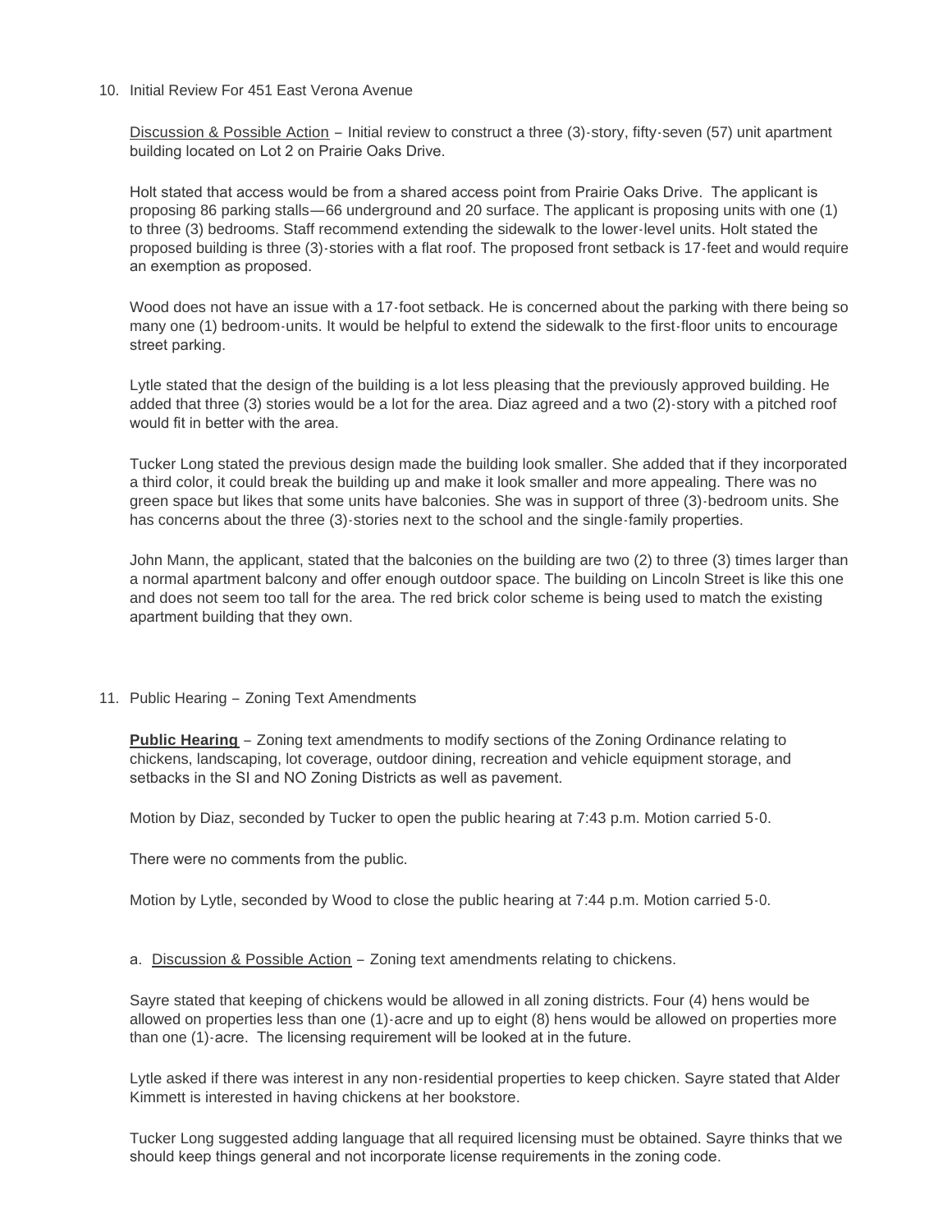10. Initial Review For 451 East Verona Avenue

    Discussion & Possible Action – Initial review to construct a three (3)-story, fifty-seven (57) unit apartment building located on Lot 2 on Prairie Oaks Drive.

    Holt stated that access would be from a shared access point from Prairie Oaks Drive. The applicant is proposing 86 parking stalls—66 underground and 20 surface. The applicant is proposing units with one (1) to three (3) bedrooms. Staff recommend extending the sidewalk to the lower-level units. Holt stated the proposed building is three (3)-stories with a flat roof. The proposed front setback is 17-feet and would require an exemption as proposed.

    Wood does not have an issue with a 17-foot setback. He is concerned about the parking with there being so many one (1) bedroom-units. It would be helpful to extend the sidewalk to the first-floor units to encourage street parking.

    Lytle stated that the design of the building is a lot less pleasing that the previously approved building. He added that three (3) stories would be a lot for the area. Diaz agreed and a two (2)-story with a pitched roof would fit in better with the area.

    Tucker Long stated the previous design made the building look smaller. She added that if they incorporated a third color, it could break the building up and make it look smaller and more appealing. There was no green space but likes that some units have balconies. She was in support of three (3)-bedroom units. She has concerns about the three (3)-stories next to the school and the single-family properties.

    John Mann, the applicant, stated that the balconies on the building are two (2) to three (3) times larger than a normal apartment balcony and offer enough outdoor space. The building on Lincoln Street is like this one and does not seem too tall for the area. The red brick color scheme is being used to match the existing apartment building that they own.

11. Public Hearing – Zoning Text Amendments

    **Public Hearing** – Zoning text amendments to modify sections of the Zoning Ordinance relating to chickens, landscaping, lot coverage, outdoor dining, recreation and vehicle equipment storage, and setbacks in the SI and NO Zoning Districts as well as pavement.

    Motion by Diaz, seconded by Tucker to open the public hearing at 7:43 p.m. Motion carried 5-0.

    There were no comments from the public.

    Motion by Lytle, seconded by Wood to close the public hearing at 7:44 p.m. Motion carried 5-0.

    a. Discussion & Possible Action – Zoning text amendments relating to chickens.

    Sayre stated that keeping of chickens would be allowed in all zoning districts. Four (4) hens would be allowed on properties less than one (1)-acre and up to eight (8) hens would be allowed on properties more than one (1)-acre. The licensing requirement will be looked at in the future.

    Lytle asked if there was interest in any non-residential properties to keep chicken. Sayre stated that Alder Kimmett is interested in having chickens at her bookstore.

    Tucker Long suggested adding language that all required licensing must be obtained. Sayre thinks that we should keep things general and not incorporate license requirements in the zoning code.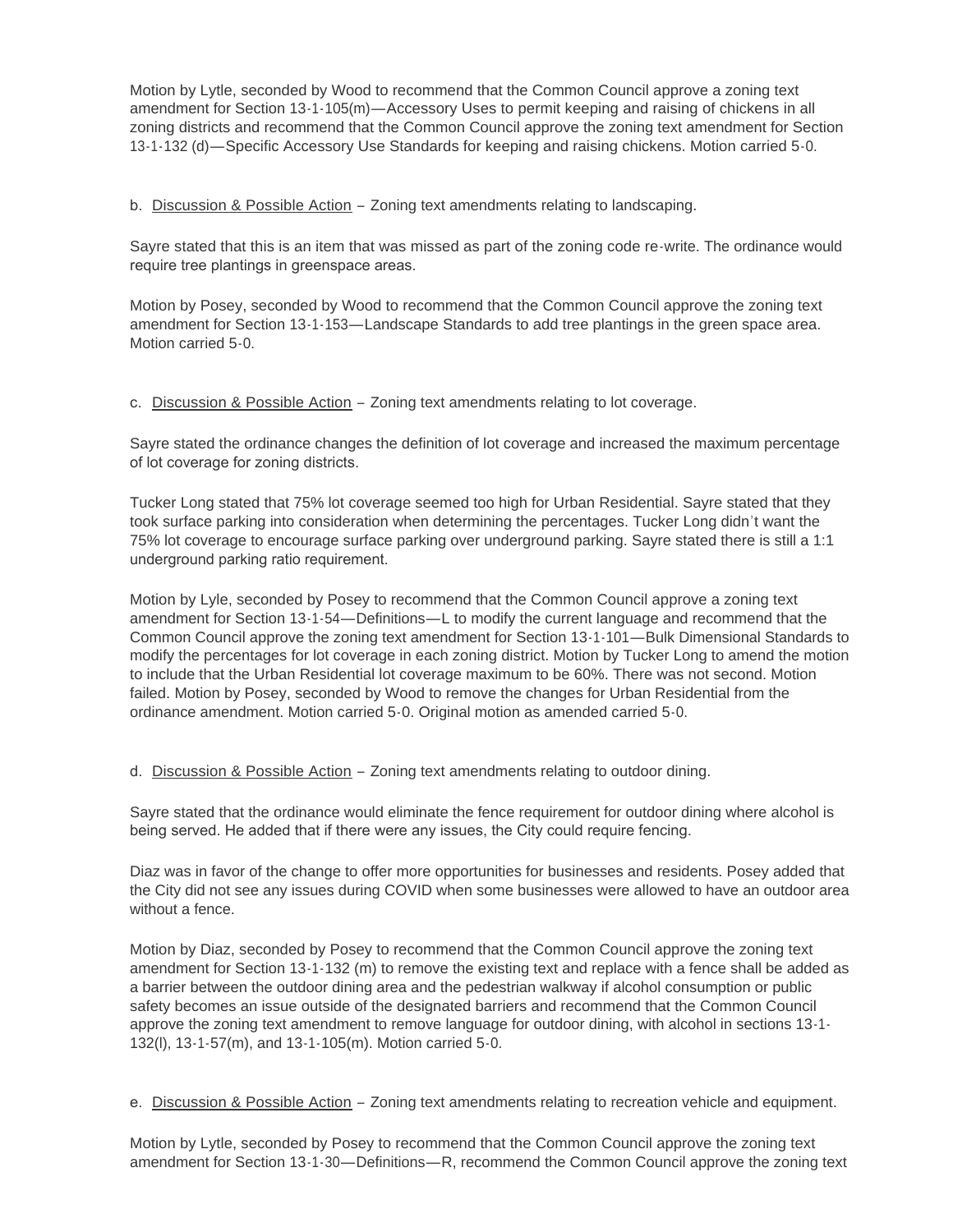Motion by Lytle, seconded by Wood to recommend that the Common Council approve a zoning text amendment for Section 13-1-105(m)—Accessory Uses to permit keeping and raising of chickens in all zoning districts and recommend that the Common Council approve the zoning text amendment for Section 13-1-132 (d)—Specific Accessory Use Standards for keeping and raising chickens. Motion carried 5-0.

b. Discussion & Possible Action – Zoning text amendments relating to landscaping.

Sayre stated that this is an item that was missed as part of the zoning code re-write. The ordinance would require tree plantings in greenspace areas.

Motion by Posey, seconded by Wood to recommend that the Common Council approve the zoning text amendment for Section 13-1-153—Landscape Standards to add tree plantings in the green space area. Motion carried 5-0.

c. Discussion & Possible Action – Zoning text amendments relating to lot coverage.

Sayre stated the ordinance changes the definition of lot coverage and increased the maximum percentage of lot coverage for zoning districts.

Tucker Long stated that 75% lot coverage seemed too high for Urban Residential. Sayre stated that they took surface parking into consideration when determining the percentages. Tucker Long didn't want the 75% lot coverage to encourage surface parking over underground parking. Sayre stated there is still a 1:1 underground parking ratio requirement.

Motion by Lyle, seconded by Posey to recommend that the Common Council approve a zoning text amendment for Section 13-1-54—Definitions—L to modify the current language and recommend that the Common Council approve the zoning text amendment for Section 13-1-101—Bulk Dimensional Standards to modify the percentages for lot coverage in each zoning district. Motion by Tucker Long to amend the motion to include that the Urban Residential lot coverage maximum to be 60%. There was not second. Motion failed. Motion by Posey, seconded by Wood to remove the changes for Urban Residential from the ordinance amendment. Motion carried 5-0. Original motion as amended carried 5-0.

d. Discussion & Possible Action – Zoning text amendments relating to outdoor dining.

Sayre stated that the ordinance would eliminate the fence requirement for outdoor dining where alcohol is being served. He added that if there were any issues, the City could require fencing.

Diaz was in favor of the change to offer more opportunities for businesses and residents. Posey added that the City did not see any issues during COVID when some businesses were allowed to have an outdoor area without a fence.

Motion by Diaz, seconded by Posey to recommend that the Common Council approve the zoning text amendment for Section 13-1-132 (m) to remove the existing text and replace with a fence shall be added as a barrier between the outdoor dining area and the pedestrian walkway if alcohol consumption or public safety becomes an issue outside of the designated barriers and recommend that the Common Council approve the zoning text amendment to remove language for outdoor dining, with alcohol in sections 13-1-132(l), 13-1-57(m), and 13-1-105(m). Motion carried 5-0.

e. Discussion & Possible Action – Zoning text amendments relating to recreation vehicle and equipment.

Motion by Lytle, seconded by Posey to recommend that the Common Council approve the zoning text amendment for Section 13-1-30—Definitions—R, recommend the Common Council approve the zoning text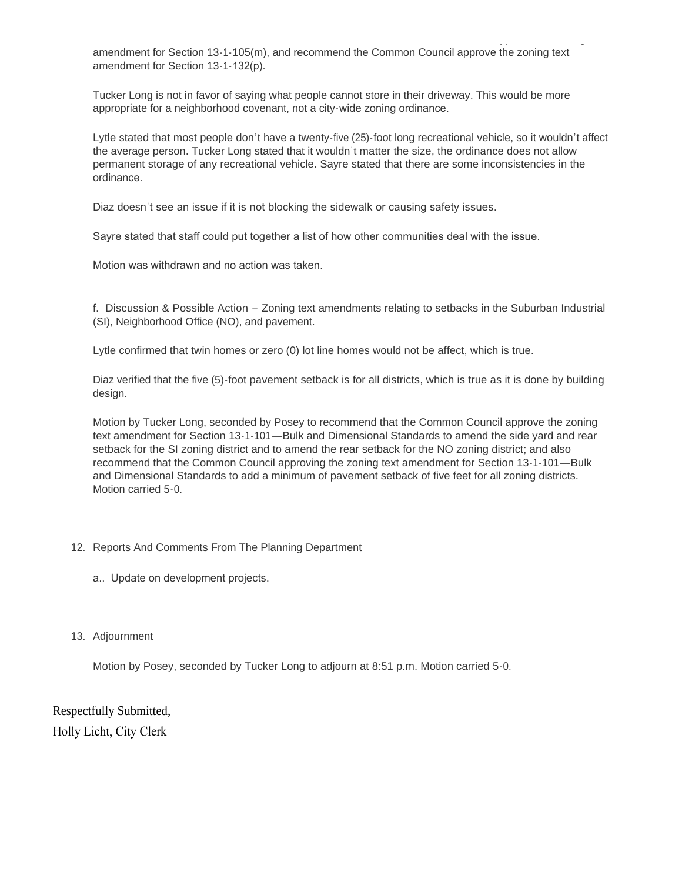amendment for Section 13-1-105(m), and recommend the Common Council approve the zoning text amendment for Section 13-1-132(p).

Tucker Long is not in favor of saying what people cannot store in their driveway. This would be more appropriate for a neighborhood covenant, not a city-wide zoning ordinance.

Lytle stated that most people don't have a twenty-five (25)-foot long recreational vehicle, so it wouldn't affect the average person. Tucker Long stated that it wouldn't matter the size, the ordinance does not allow permanent storage of any recreational vehicle. Sayre stated that there are some inconsistencies in the ordinance.

Diaz doesn't see an issue if it is not blocking the sidewalk or causing safety issues.

Sayre stated that staff could put together a list of how other communities deal with the issue.

Motion was withdrawn and no action was taken.

f. Discussion & Possible Action – Zoning text amendments relating to setbacks in the Suburban Industrial (SI), Neighborhood Office (NO), and pavement.

Lytle confirmed that twin homes or zero (0) lot line homes would not be affect, which is true.

Diaz verified that the five (5)-foot pavement setback is for all districts, which is true as it is done by building design.

Motion by Tucker Long, seconded by Posey to recommend that the Common Council approve the zoning text amendment for Section 13-1-101—Bulk and Dimensional Standards to amend the side yard and rear setback for the SI zoning district and to amend the rear setback for the NO zoning district; and also recommend that the Common Council approving the zoning text amendment for Section 13-1-101—Bulk and Dimensional Standards to add a minimum of pavement setback of five feet for all zoning districts. Motion carried 5-0.

12. Reports And Comments From The Planning Department

a.. Update on development projects.

13. Adjournment

Motion by Posey, seconded by Tucker Long to adjourn at 8:51 p.m. Motion carried 5-0.

Respectfully Submitted,
Holly Licht, City Clerk